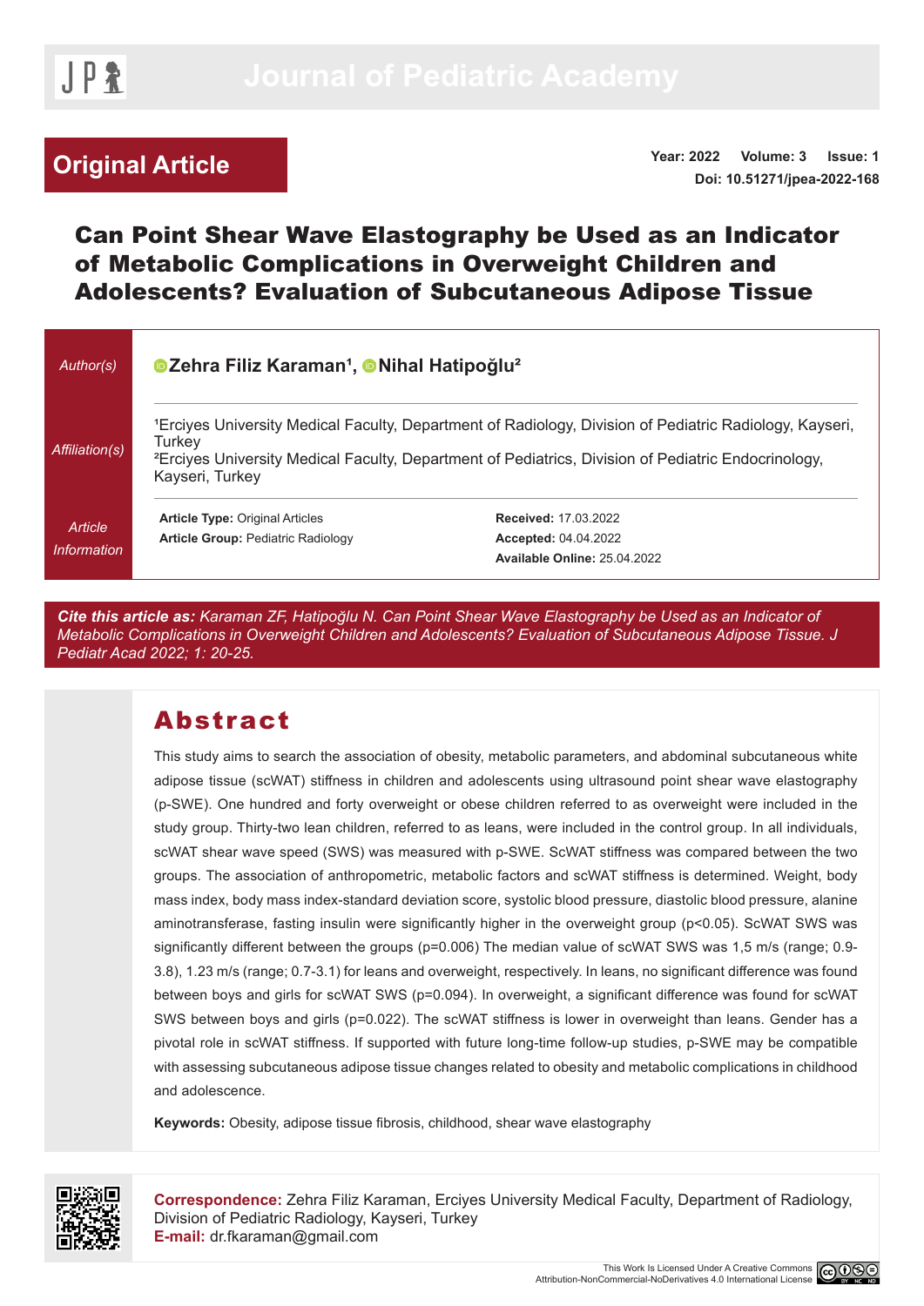# Original Article

**Year: 2022 Volume: 3 Issue: 1**
**Doi: 10.51271/jpea-2022-168**

# Can Point Shear Wave Elastography be Used as an Indicator of Metabolic Complications in Overweight Children and Adolescents? Evaluation of Subcutaneous Adipose Tissue

*Author(s)*

**Zehra Filiz Karaman[1], Nihal Hatipoğlu[2]**

*Affiliation(s)*

[1]Erciyes University Medical Faculty, Department of Radiology, Division of Pediatric Radiology, Kayseri, Turkey
[2]Erciyes University Medical Faculty, Department of Pediatrics, Division of Pediatric Endocrinology, Kayseri, Turkey

*Article Information*

**Article Type:** Original Articles
**Article Group:** Pediatric Radiology
**Received:** 17.03.2022
**Accepted:** 04.04.2022
**Available Online:** 25.04.2022

***Cite this article as:*** *Karaman ZF, Hatipoğlu N. Can Point Shear Wave Elastography be Used as an Indicator of Metabolic Complications in Overweight Children and Adolescents? Evaluation of Subcutaneous Adipose Tissue. J Pediatr Acad 2022; 1: 20-25.*

## Abstract

This study aims to search the association of obesity, metabolic parameters, and abdominal subcutaneous white adipose tissue (scWAT) stiffness in children and adolescents using ultrasound point shear wave elastography (p-SWE). One hundred and forty overweight or obese children referred to as overweight were included in the study group. Thirty-two lean children, referred to as leans, were included in the control group. In all individuals, scWAT shear wave speed (SWS) was measured with p-SWE. ScWAT stiffness was compared between the two groups. The association of anthropometric, metabolic factors and scWAT stiffness is determined. Weight, body mass index, body mass index-standard deviation score, systolic blood pressure, diastolic blood pressure, alanine aminotransferase, fasting insulin were significantly higher in the overweight group ($p<0.05$). ScWAT SWS was significantly different between the groups ($p=0.006$) The median value of scWAT SWS was 1,5 m/s (range; 0.9-3.8), 1.23 m/s (range; 0.7-3.1) for leans and overweight, respectively. In leans, no significant difference was found between boys and girls for scWAT SWS ($p=0.094$). In overweight, a significant difference was found for scWAT SWS between boys and girls ($p=0.022$). The scWAT stiffness is lower in overweight than leans. Gender has a pivotal role in scWAT stiffness. If supported with future long-time follow-up studies, p-SWE may be compatible with assessing subcutaneous adipose tissue changes related to obesity and metabolic complications in childhood and adolescence.

**Keywords:** Obesity, adipose tissue fibrosis, childhood, shear wave elastography

**Correspondence:** Zehra Filiz Karaman, Erciyes University Medical Faculty, Department of Radiology, Division of Pediatric Radiology, Kayseri, Turkey
**E-mail:** dr.fkaraman@gmail.com

This Work Is Licensed Under A Creative Commons Attribution-NonCommercial-NoDerivatives 4.0 International License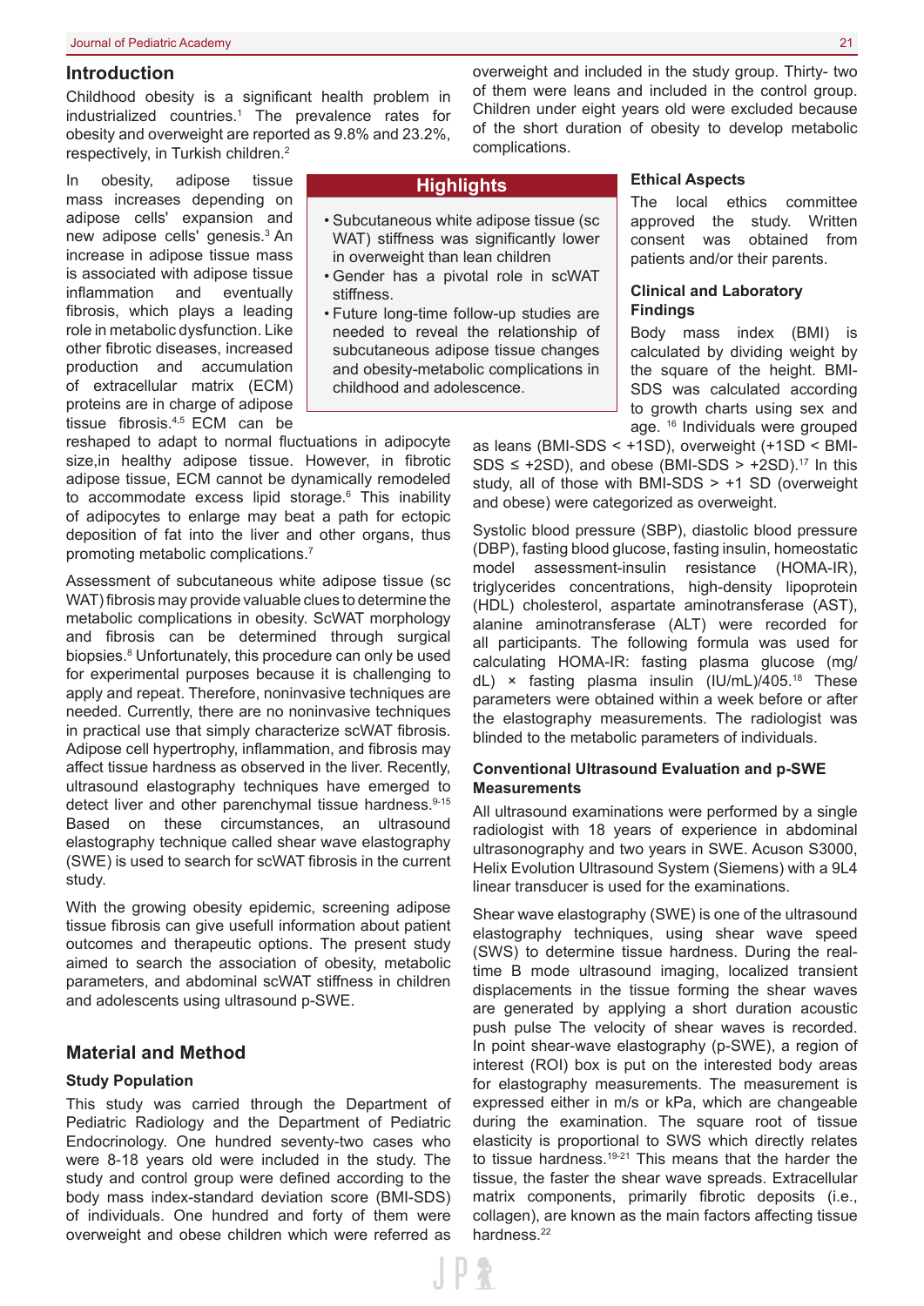## Introduction

Childhood obesity is a significant health problem in industrialized countries.[1] The prevalence rates for obesity and overweight are reported as 9.8% and 23.2%, respectively, in Turkish children.[2]

In obesity, adipose tissue mass increases depending on adipose cells' expansion and new adipose cells' genesis.[3] An increase in adipose tissue mass is associated with adipose tissue inflammation and eventually fibrosis, which plays a leading role in metabolic dysfunction. Like other fibrotic diseases, increased production and accumulation of extracellular matrix (ECM) proteins are in charge of adipose tissue fibrosis.[4,5] ECM can be reshaped to adapt to normal fluctuations in adipocyte size,in healthy adipose tissue. However, in fibrotic adipose tissue, ECM cannot be dynamically remodeled to accommodate excess lipid storage.[6] This inability of adipocytes to enlarge may beat a path for ectopic deposition of fat into the liver and other organs, thus promoting metabolic complications.[7]

**Highlights**

- Subcutaneous white adipose tissue (sc WAT) stiffness was significantly lower in overweight than lean children
- Gender has a pivotal role in scWAT stiffness.
- Future long-time follow-up studies are needed to reveal the relationship of subcutaneous adipose tissue changes and obesity-metabolic complications in childhood and adolescence.

Assessment of subcutaneous white adipose tissue (sc WAT) fibrosis may provide valuable clues to determine the metabolic complications in obesity. ScWAT morphology and fibrosis can be determined through surgical biopsies.[8] Unfortunately, this procedure can only be used for experimental purposes because it is challenging to apply and repeat. Therefore, noninvasive techniques are needed. Currently, there are no noninvasive techniques in practical use that simply characterize scWAT fibrosis. Adipose cell hypertrophy, inflammation, and fibrosis may affect tissue hardness as observed in the liver. Recently, ultrasound elastography techniques have emerged to detect liver and other parenchymal tissue hardness.[9-15] Based on these circumstances, an ultrasound elastography technique called shear wave elastography (SWE) is used to search for scWAT fibrosis in the current study.

With the growing obesity epidemic, screening adipose tissue fibrosis can give usefull information about patient outcomes and therapeutic options. The present study aimed to search the association of obesity, metabolic parameters, and abdominal scWAT stiffness in children and adolescents using ultrasound p-SWE.

## Material and Method

### Study Population

This study was carried through the Department of Pediatric Radiology and the Department of Pediatric Endocrinology. One hundred seventy-two cases who were 8-18 years old were included in the study. The study and control group were defined according to the body mass index-standard deviation score (BMI-SDS) of individuals. One hundred and forty of them were overweight and obese children which were referred as overweight and included in the study group. Thirty- two of them were leans and included in the control group. Children under eight years old were excluded because of the short duration of obesity to develop metabolic complications.

### Ethical Aspects

The local ethics committee approved the study. Written consent was obtained from patients and/or their parents.

### Clinical and Laboratory Findings

Body mass index (BMI) is calculated by dividing weight by the square of the height. BMI-SDS was calculated according to growth charts using sex and age.[16] Individuals were grouped as leans (BMI-SDS < +1SD), overweight (+1SD < BMI-SDS ≤ +2SD), and obese (BMI-SDS > +2SD).[17] In this study, all of those with BMI-SDS > +1 SD (overweight and obese) were categorized as overweight.

Systolic blood pressure (SBP), diastolic blood pressure (DBP), fasting blood glucose, fasting insulin, homeostatic model assessment-insulin resistance (HOMA-IR), triglycerides concentrations, high-density lipoprotein (HDL) cholesterol, aspartate aminotransferase (AST), alanine aminotransferase (ALT) were recorded for all participants. The following formula was used for calculating HOMA-IR: fasting plasma glucose (mg/dL) × fasting plasma insulin (IU/mL)/405.[18] These parameters were obtained within a week before or after the elastography measurements. The radiologist was blinded to the metabolic parameters of individuals.

### Conventional Ultrasound Evaluation and p-SWE Measurements

All ultrasound examinations were performed by a single radiologist with 18 years of experience in abdominal ultrasonography and two years in SWE. Acuson S3000, Helix Evolution Ultrasound System (Siemens) with a 9L4 linear transducer is used for the examinations.

Shear wave elastography (SWE) is one of the ultrasound elastography techniques, using shear wave speed (SWS) to determine tissue hardness. During the real-time B mode ultrasound imaging, localized transient displacements in the tissue forming the shear waves are generated by applying a short duration acoustic push pulse The velocity of shear waves is recorded. In point shear-wave elastography (p-SWE), a region of interest (ROI) box is put on the interested body areas for elastography measurements. The measurement is expressed either in m/s or kPa, which are changeable during the examination. The square root of tissue elasticity is proportional to SWS which directly relates to tissue hardness.[19-21] This means that the harder the tissue, the faster the shear wave spreads. Extracellular matrix components, primarily fibrotic deposits (i.e., collagen), are known as the main factors affecting tissue hardness.[22]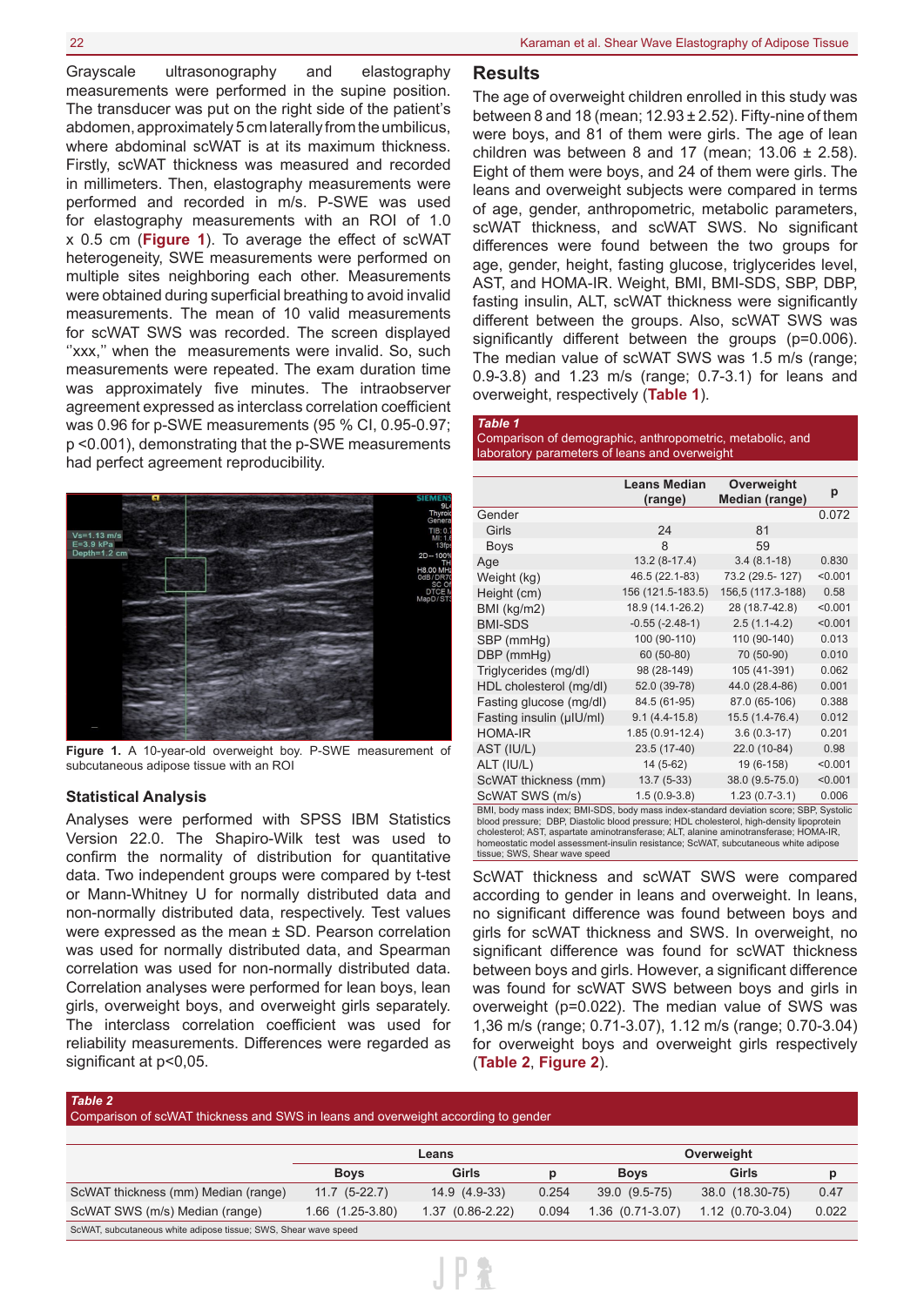Grayscale ultrasonography and elastography measurements were performed in the supine position. The transducer was put on the right side of the patient's abdomen, approximately 5 cm laterally from the umbilicus, where abdominal scWAT is at its maximum thickness. Firstly, scWAT thickness was measured and recorded in millimeters. Then, elastography measurements were performed and recorded in m/s. P-SWE was used for elastography measurements with an ROI of 1.0 x 0.5 cm (**Figure 1**). To average the effect of scWAT heterogeneity, SWE measurements were performed on multiple sites neighboring each other. Measurements were obtained during superficial breathing to avoid invalid measurements. The mean of 10 valid measurements for scWAT SWS was recorded. The screen displayed ''xxx,'' when the measurements were invalid. So, such measurements were repeated. The exam duration time was approximately five minutes. The intraobserver agreement expressed as interclass correlation coefficient was 0.96 for p-SWE measurements (95 % CI, 0.95-0.97; p <0.001), demonstrating that the p-SWE measurements had perfect agreement reproducibility.

**Figure 1.** A 10-year-old overweight boy. P-SWE measurement of subcutaneous adipose tissue with an ROI

### Statistical Analysis

Analyses were performed with SPSS IBM Statistics Version 22.0. The Shapiro-Wilk test was used to confirm the normality of distribution for quantitative data. Two independent groups were compared by t-test or Mann-Whitney U for normally distributed data and non-normally distributed data, respectively. Test values were expressed as the mean ± SD. Pearson correlation was used for normally distributed data, and Spearman correlation was used for non-normally distributed data. Correlation analyses were performed for lean boys, lean girls, overweight boys, and overweight girls separately. The interclass correlation coefficient was used for reliability measurements. Differences were regarded as significant at p<0,05.

## Results

The age of overweight children enrolled in this study was between 8 and 18 (mean; 12.93 ± 2.52). Fifty-nine of them were boys, and 81 of them were girls. The age of lean children was between 8 and 17 (mean; 13.06 ± 2.58). Eight of them were boys, and 24 of them were girls. The leans and overweight subjects were compared in terms of age, gender, anthropometric, metabolic parameters, scWAT thickness, and scWAT SWS. No significant differences were found between the two groups for age, gender, height, fasting glucose, triglycerides level, AST, and HOMA-IR. Weight, BMI, BMI-SDS, SBP, DBP, fasting insulin, ALT, scWAT thickness were significantly different between the groups. Also, scWAT SWS was significantly different between the groups (p=0.006). The median value of scWAT SWS was 1.5 m/s (range; 0.9-3.8) and 1.23 m/s (range; 0.7-3.1) for leans and overweight, respectively (**Table 1**).

***Table 1***
Comparison of demographic, anthropometric, metabolic, and laboratory parameters of leans and overweight

| | Leans Median (range) | Overweight Median (range) | p |
|---|---|---|---|
| Gender | | | 0.072 |
| Girls | 24 | 81 | |
| Boys | 8 | 59 | |
| Age | 13.2 (8-17.4) | 3.4 (8.1-18) | 0.830 |
| Weight (kg) | 46.5 (22.1-83) | 73.2 (29.5- 127) | <0.001 |
| Height (cm) | 156 (121.5-183.5) | 156,5 (117.3-188) | 0.58 |
| BMI (kg/m2) | 18.9 (14.1-26.2) | 28 (18.7-42.8) | <0.001 |
| BMI-SDS | -0.55 (-2.48-1) | 2.5 (1.1-4.2) | <0.001 |
| SBP (mmHg) | 100 (90-110) | 110 (90-140) | 0.013 |
| DBP (mmHg) | 60 (50-80) | 70 (50-90) | 0.010 |
| Triglycerides (mg/dl) | 98 (28-149) | 105 (41-391) | 0.062 |
| HDL cholesterol (mg/dl) | 52.0 (39-78) | 44.0 (28.4-86) | 0.001 |
| Fasting glucose (mg/dl) | 84.5 (61-95) | 87.0 (65-106) | 0.388 |
| Fasting insulin (µIU/ml) | 9.1 (4.4-15.8) | 15.5 (1.4-76.4) | 0.012 |
| HOMA-IR | 1.85 (0.91-12.4) | 3.6 (0.3-17) | 0.201 |
| AST (IU/L) | 23.5 (17-40) | 22.0 (10-84) | 0.98 |
| ALT (IU/L) | 14 (5-62) | 19 (6-158) | <0.001 |
| ScWAT thickness (mm) | 13.7 (5-33) | 38.0 (9.5-75.0) | <0.001 |
| ScWAT SWS (m/s) | 1.5 (0.9-3.8) | 1.23 (0.7-3.1) | 0.006 |

BMI, body mass index; BMI-SDS, body mass index-standard deviation score; SBP, Systolic blood pressure; DBP, Diastolic blood pressure; HDL cholesterol, high-density lipoprotein cholesterol; AST, aspartate aminotransferase; ALT, alanine aminotransferase; HOMA-IR, homeostatic model assessment-insulin resistance; ScWAT, subcutaneous white adipose tissue; SWS, Shear wave speed

ScWAT thickness and scWAT SWS were compared according to gender in leans and overweight. In leans, no significant difference was found between boys and girls for scWAT thickness and SWS. In overweight, no significant difference was found for scWAT thickness between boys and girls. However, a significant difference was found for scWAT SWS between boys and girls in overweight (p=0.022). The median value of SWS was 1,36 m/s (range; 0.71-3.07), 1.12 m/s (range; 0.70-3.04) for overweight boys and overweight girls respectively (**Table 2**, **Figure 2**).

***Table 2***
Comparison of scWAT thickness and SWS in leans and overweight according to gender

| | Leans | | | Overweight | | |
|---|---|---|---|---|---|---|
| | Boys | Girls | p | Boys | Girls | p |
| ScWAT thickness (mm) Median (range) | 11.7 (5-22.7) | 14.9 (4.9-33) | 0.254 | 39.0 (9.5-75) | 38.0 (18.30-75) | 0.47 |
| ScWAT SWS (m/s) Median (range) | 1.66 (1.25-3.80) | 1.37 (0.86-2.22) | 0.094 | 1.36 (0.71-3.07) | 1.12 (0.70-3.04) | 0.022 |

ScWAT, subcutaneous white adipose tissue; SWS, Shear wave speed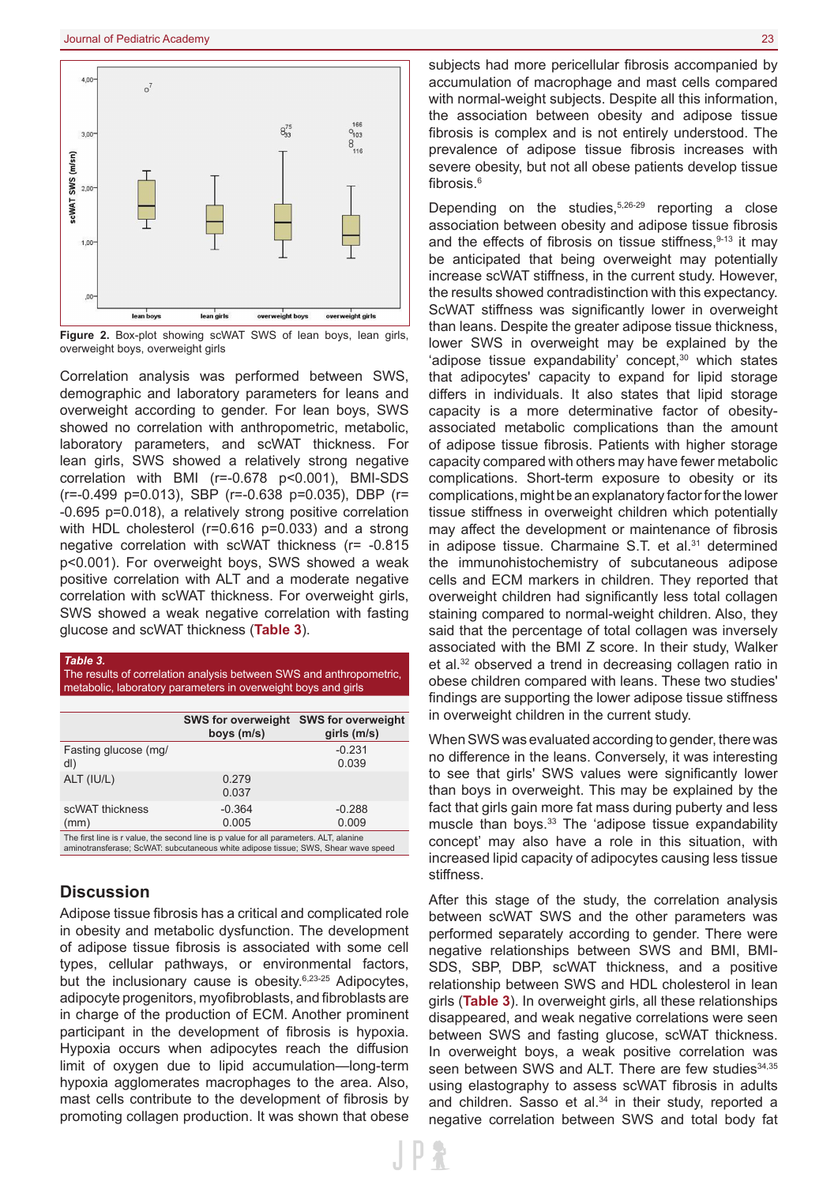scWAT SWS (m/sn)

4,00

3,00

2,00

1,00

,00

7

75
33

166
103
116

lean boys

lean girls

overweight boys

overweight girls

**Figure 2.** Box-plot showing scWAT SWS of lean boys, lean girls, overweight boys, overweight girls

Correlation analysis was performed between SWS, demographic and laboratory parameters for leans and overweight according to gender. For lean boys, SWS showed no correlation with anthropometric, metabolic, laboratory parameters, and scWAT thickness. For lean girls, SWS showed a relatively strong negative correlation with BMI (r=-0.678 p<0.001), BMI-SDS (r=-0.499 p=0.013), SBP (r=-0.638 p=0.035), DBP (r= -0.695 p=0.018), a relatively strong positive correlation with HDL cholesterol (r=0.616 p=0.033) and a strong negative correlation with scWAT thickness (r= -0.815 p<0.001). For overweight boys, SWS showed a weak positive correlation with ALT and a moderate negative correlation with scWAT thickness. For overweight girls, SWS showed a weak negative correlation with fasting glucose and scWAT thickness (**Table 3**).

***Table 3.***
The results of correlation analysis between SWS and anthropometric, metabolic, laboratory parameters in overweight boys and girls

| | SWS for overweight boys (m/s) | SWS for overweight girls (m/s) |
|---|---|---|
| Fasting glucose (mg/dl) | | -0.231<br>0.039 |
| ALT (IU/L) | 0.279<br>0.037 | |
| scWAT thickness (mm) | -0.364<br>0.005 | -0.288<br>0.009 |

The first line is r value, the second line is p value for all parameters. ALT, alanine aminotransferase; ScWAT: subcutaneous white adipose tissue; SWS, Shear wave speed

## Discussion

Adipose tissue fibrosis has a critical and complicated role in obesity and metabolic dysfunction. The development of adipose tissue fibrosis is associated with some cell types, cellular pathways, or environmental factors, but the inclusionary cause is obesity.[6,23-25] Adipocytes, adipocyte progenitors, myofibroblasts, and fibroblasts are in charge of the production of ECM. Another prominent participant in the development of fibrosis is hypoxia. Hypoxia occurs when adipocytes reach the diffusion limit of oxygen due to lipid accumulation—long-term hypoxia agglomerates macrophages to the area. Also, mast cells contribute to the development of fibrosis by promoting collagen production. It was shown that obese subjects had more pericellular fibrosis accompanied by accumulation of macrophage and mast cells compared with normal-weight subjects. Despite all this information, the association between obesity and adipose tissue fibrosis is complex and is not entirely understood. The prevalence of adipose tissue fibrosis increases with severe obesity, but not all obese patients develop tissue fibrosis.[6]

Depending on the studies,[5,26-29] reporting a close association between obesity and adipose tissue fibrosis and the effects of fibrosis on tissue stiffness,[9-13] it may be anticipated that being overweight may potentially increase scWAT stiffness, in the current study. However, the results showed contradistinction with this expectancy. ScWAT stiffness was significantly lower in overweight than leans. Despite the greater adipose tissue thickness, lower SWS in overweight may be explained by the 'adipose tissue expandability' concept,[30] which states that adipocytes' capacity to expand for lipid storage differs in individuals. It also states that lipid storage capacity is a more determinative factor of obesity-associated metabolic complications than the amount of adipose tissue fibrosis. Patients with higher storage capacity compared with others may have fewer metabolic complications. Short-term exposure to obesity or its complications, might be an explanatory factor for the lower tissue stiffness in overweight children which potentially may affect the development or maintenance of fibrosis in adipose tissue. Charmaine S.T. et al.[31] determined the immunohistochemistry of subcutaneous adipose cells and ECM markers in children. They reported that overweight children had significantly less total collagen staining compared to normal-weight children. Also, they said that the percentage of total collagen was inversely associated with the BMI Z score. In their study, Walker et al.[32] observed a trend in decreasing collagen ratio in obese children compared with leans. These two studies' findings are supporting the lower adipose tissue stiffness in overweight children in the current study.

When SWS was evaluated according to gender, there was no difference in the leans. Conversely, it was interesting to see that girls' SWS values were significantly lower than boys in overweight. This may be explained by the fact that girls gain more fat mass during puberty and less muscle than boys.[33] The 'adipose tissue expandability concept' may also have a role in this situation, with increased lipid capacity of adipocytes causing less tissue stiffness.

After this stage of the study, the correlation analysis between scWAT SWS and the other parameters was performed separately according to gender. There were negative relationships between SWS and BMI, BMI-SDS, SBP, DBP, scWAT thickness, and a positive relationship between SWS and HDL cholesterol in lean girls (**Table 3**). In overweight girls, all these relationships disappeared, and weak negative correlations were seen between SWS and fasting glucose, scWAT thickness. In overweight boys, a weak positive correlation was seen between SWS and ALT. There are few studies[34,35] using elastography to assess scWAT fibrosis in adults and children. Sasso et al.[34] in their study, reported a negative correlation between SWS and total body fat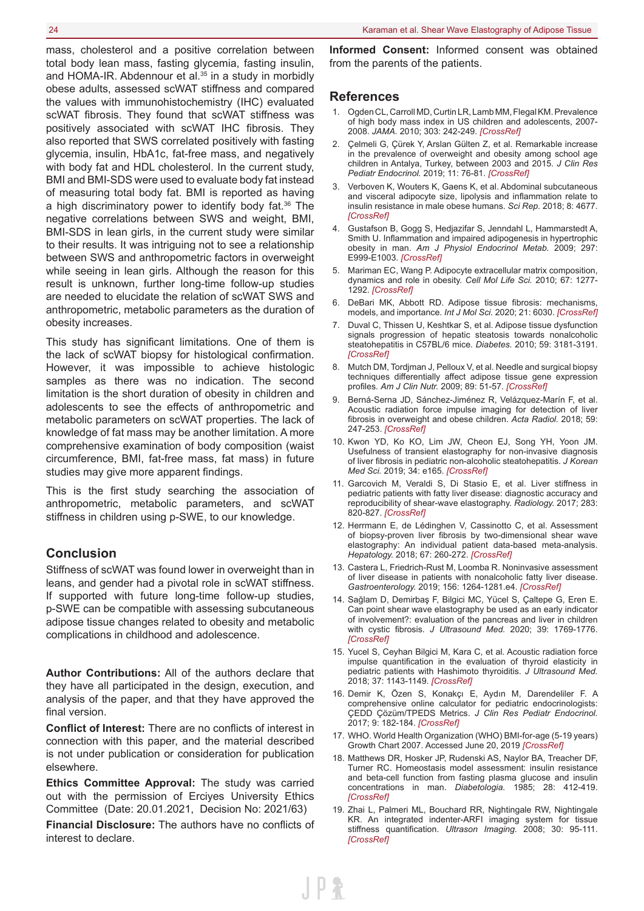mass, cholesterol and a positive correlation between total body lean mass, fasting glycemia, fasting insulin, and HOMA-IR. Abdennour et al.[35] in a study in morbidly obese adults, assessed scWAT stiffness and compared the values with immunohistochemistry (IHC) evaluated scWAT fibrosis. They found that scWAT stiffness was positively associated with scWAT IHC fibrosis. They also reported that SWS correlated positively with fasting glycemia, insulin, HbA1c, fat-free mass, and negatively with body fat and HDL cholesterol. In the current study, BMI and BMI-SDS were used to evaluate body fat instead of measuring total body fat. BMI is reported as having a high discriminatory power to identify body fat.[36] The negative correlations between SWS and weight, BMI, BMI-SDS in lean girls, in the current study were similar to their results. It was intriguing not to see a relationship between SWS and anthropometric factors in overweight while seeing in lean girls. Although the reason for this result is unknown, further long-time follow-up studies are needed to elucidate the relation of scWAT SWS and anthropometric, metabolic parameters as the duration of obesity increases.

This study has significant limitations. One of them is the lack of scWAT biopsy for histological confirmation. However, it was impossible to achieve histologic samples as there was no indication. The second limitation is the short duration of obesity in children and adolescents to see the effects of anthropometric and metabolic parameters on scWAT properties. The lack of knowledge of fat mass may be another limitation. A more comprehensive examination of body composition (waist circumference, BMI, fat-free mass, fat mass) in future studies may give more apparent findings.

This is the first study searching the association of anthropometric, metabolic parameters, and scWAT stiffness in children using p-SWE, to our knowledge.

## Conclusion

Stiffness of scWAT was found lower in overweight than in leans, and gender had a pivotal role in scWAT stiffness. If supported with future long-time follow-up studies, p-SWE can be compatible with assessing subcutaneous adipose tissue changes related to obesity and metabolic complications in childhood and adolescence.

**Author Contributions:** All of the authors declare that they have all participated in the design, execution, and analysis of the paper, and that they have approved the final version.

**Conflict of Interest:** There are no conflicts of interest in connection with this paper, and the material described is not under publication or consideration for publication elsewhere.

**Ethics Committee Approval:** The study was carried out with the permission of Erciyes University Ethics Committee (Date: 20.01.2021, Decision No: 2021/63)

**Financial Disclosure:** The authors have no conflicts of interest to declare.

**Informed Consent:** Informed consent was obtained from the parents of the patients.

## References

1. Ogden CL, Carroll MD, Curtin LR, Lamb MM, Flegal KM. Prevalence of high body mass index in US children and adolescents, 2007-2008. *JAMA.* 2010; 303: 242-249. [CrossRef]
2. Çelmeli G, Çürek Y, Arslan Gülten Z, et al. Remarkable increase in the prevalence of overweight and obesity among school age children in Antalya, Turkey, between 2003 and 2015. *J Clin Res Pediatr Endocrinol.* 2019; 11: 76-81. [CrossRef]
3. Verboven K, Wouters K, Gaens K, et al. Abdominal subcutaneous and visceral adipocyte size, lipolysis and inflammation relate to insulin resistance in male obese humans. *Sci Rep.* 2018; 8: 4677. [CrossRef]
4. Gustafson B, Gogg S, Hedjazifar S, Jenndahl L, Hammarstedt A, Smith U. Inflammation and impaired adipogenesis in hypertrophic obesity in man. *Am J Physiol Endocrinol Metab.* 2009; 297: E999-E1003. [CrossRef]
5. Mariman EC, Wang P. Adipocyte extracellular matrix composition, dynamics and role in obesity. *Cell Mol Life Sci.* 2010; 67: 1277-1292. [CrossRef]
6. DeBari MK, Abbott RD. Adipose tissue fibrosis: mechanisms, models, and importance. *Int J Mol Sci.* 2020; 21: 6030. [CrossRef]
7. Duval C, Thissen U, Keshtkar S, et al. Adipose tissue dysfunction signals progression of hepatic steatosis towards nonalcoholic steatohepatitis in C57BL/6 mice. *Diabetes.* 2010; 59: 3181-3191. [CrossRef]
8. Mutch DM, Tordjman J, Pelloux V, et al. Needle and surgical biopsy techniques differentially affect adipose tissue gene expression profiles. *Am J Clin Nutr.* 2009; 89: 51-57. [CrossRef]
9. Berná-Serna JD, Sánchez-Jiménez R, Velázquez-Marín F, et al. Acoustic radiation force impulse imaging for detection of liver fibrosis in overweight and obese children. *Acta Radiol.* 2018; 59: 247-253. [CrossRef]
10. Kwon YD, Ko KO, Lim JW, Cheon EJ, Song YH, Yoon JM. Usefulness of transient elastography for non-invasive diagnosis of liver fibrosis in pediatric non-alcoholic steatohepatitis. *J Korean Med Sci.* 2019; 34: e165. [CrossRef]
11. Garcovich M, Veraldi S, Di Stasio E, et al. Liver stiffness in pediatric patients with fatty liver disease: diagnostic accuracy and reproducibility of shear-wave elastography. *Radiology.* 2017; 283: 820-827. [CrossRef]
12. Herrmann E, de Lédinghen V, Cassinotto C, et al. Assessment of biopsy-proven liver fibrosis by two-dimensional shear wave elastography: An individual patient data-based meta-analysis. *Hepatology.* 2018; 67: 260-272. [CrossRef]
13. Castera L, Friedrich-Rust M, Loomba R. Noninvasive assessment of liver disease in patients with nonalcoholic fatty liver disease. *Gastroenterology.* 2019; 156: 1264-1281.e4. [CrossRef]
14. Sağlam D, Demirbaş F, Bilgici MC, Yücel S, Çaltepe G, Eren E. Can point shear wave elastography be used as an early indicator of involvement?: evaluation of the pancreas and liver in children with cystic fibrosis. *J Ultrasound Med.* 2020; 39: 1769-1776. [CrossRef]
15. Yucel S, Ceyhan Bilgici M, Kara C, et al. Acoustic radiation force impulse quantification in the evaluation of thyroid elasticity in pediatric patients with Hashimoto thyroiditis. *J Ultrasound Med.* 2018; 37: 1143-1149. [CrossRef]
16. Demir K, Özen S, Konakçı E, Aydın M, Darendeliler F. A comprehensive online calculator for pediatric endocrinologists: ÇEDD Çözüm/TPEDS Metrics. *J Clin Res Pediatr Endocrinol.* 2017; 9: 182-184. [CrossRef]
17. WHO. World Health Organization (WHO) BMI-for-age (5-19 years) Growth Chart 2007. Accessed June 20, 2019 [CrossRef]
18. Matthews DR, Hosker JP, Rudenski AS, Naylor BA, Treacher DF, Turner RC. Homeostasis model assessment: insulin resistance and beta-cell function from fasting plasma glucose and insulin concentrations in man. *Diabetologia.* 1985; 28: 412-419. [CrossRef]
19. Zhai L, Palmeri ML, Bouchard RR, Nightingale RW, Nightingale KR. An integrated indenter-ARFI imaging system for tissue stiffness quantification. *Ultrason Imaging.* 2008; 30: 95-111. [CrossRef]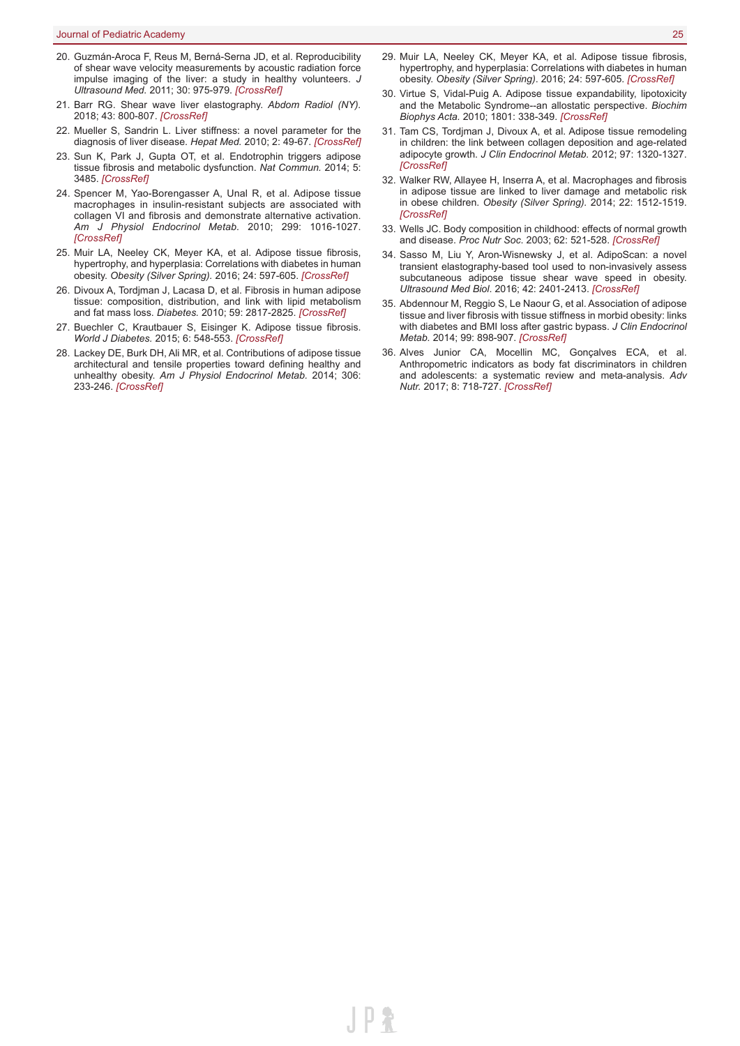20. Guzmán-Aroca F, Reus M, Berná-Serna JD, et al. Reproducibility of shear wave velocity measurements by acoustic radiation force impulse imaging of the liver: a study in healthy volunteers. *J Ultrasound Med.* 2011; 30: 975-979. [CrossRef]
21. Barr RG. Shear wave liver elastography. *Abdom Radiol (NY).* 2018; 43: 800-807. [CrossRef]
22. Mueller S, Sandrin L. Liver stiffness: a novel parameter for the diagnosis of liver disease. *Hepat Med.* 2010; 2: 49-67. [CrossRef]
23. Sun K, Park J, Gupta OT, et al. Endotrophin triggers adipose tissue fibrosis and metabolic dysfunction. *Nat Commun.* 2014; 5: 3485. [CrossRef]
24. Spencer M, Yao-Borengasser A, Unal R, et al. Adipose tissue macrophages in insulin-resistant subjects are associated with collagen VI and fibrosis and demonstrate alternative activation. *Am J Physiol Endocrinol Metab.* 2010; 299: 1016-1027. [CrossRef]
25. Muir LA, Neeley CK, Meyer KA, et al. Adipose tissue fibrosis, hypertrophy, and hyperplasia: Correlations with diabetes in human obesity. *Obesity (Silver Spring).* 2016; 24: 597-605. [CrossRef]
26. Divoux A, Tordjman J, Lacasa D, et al. Fibrosis in human adipose tissue: composition, distribution, and link with lipid metabolism and fat mass loss. *Diabetes.* 2010; 59: 2817-2825. [CrossRef]
27. Buechler C, Krautbauer S, Eisinger K. Adipose tissue fibrosis. *World J Diabetes.* 2015; 6: 548-553. [CrossRef]
28. Lackey DE, Burk DH, Ali MR, et al. Contributions of adipose tissue architectural and tensile properties toward defining healthy and unhealthy obesity. *Am J Physiol Endocrinol Metab.* 2014; 306: 233-246. [CrossRef]
29. Muir LA, Neeley CK, Meyer KA, et al. Adipose tissue fibrosis, hypertrophy, and hyperplasia: Correlations with diabetes in human obesity. *Obesity (Silver Spring).* 2016; 24: 597-605. [CrossRef]
30. Virtue S, Vidal-Puig A. Adipose tissue expandability, lipotoxicity and the Metabolic Syndrome--an allostatic perspective. *Biochim Biophys Acta.* 2010; 1801: 338-349. [CrossRef]
31. Tam CS, Tordjman J, Divoux A, et al. Adipose tissue remodeling in children: the link between collagen deposition and age-related adipocyte growth. *J Clin Endocrinol Metab.* 2012; 97: 1320-1327. [CrossRef]
32. Walker RW, Allayee H, Inserra A, et al. Macrophages and fibrosis in adipose tissue are linked to liver damage and metabolic risk in obese children. *Obesity (Silver Spring).* 2014; 22: 1512-1519. [CrossRef]
33. Wells JC. Body composition in childhood: effects of normal growth and disease. *Proc Nutr Soc.* 2003; 62: 521-528. [CrossRef]
34. Sasso M, Liu Y, Aron-Wisnewsky J, et al. AdipoScan: a novel transient elastography-based tool used to non-invasively assess subcutaneous adipose tissue shear wave speed in obesity. *Ultrasound Med Biol.* 2016; 42: 2401-2413. [CrossRef]
35. Abdennour M, Reggio S, Le Naour G, et al. Association of adipose tissue and liver fibrosis with tissue stiffness in morbid obesity: links with diabetes and BMI loss after gastric bypass. *J Clin Endocrinol Metab.* 2014; 99: 898-907. [CrossRef]
36. Alves Junior CA, Mocellin MC, Gonçalves ECA, et al. Anthropometric indicators as body fat discriminators in children and adolescents: a systematic review and meta-analysis. *Adv Nutr.* 2017; 8: 718-727. [CrossRef]